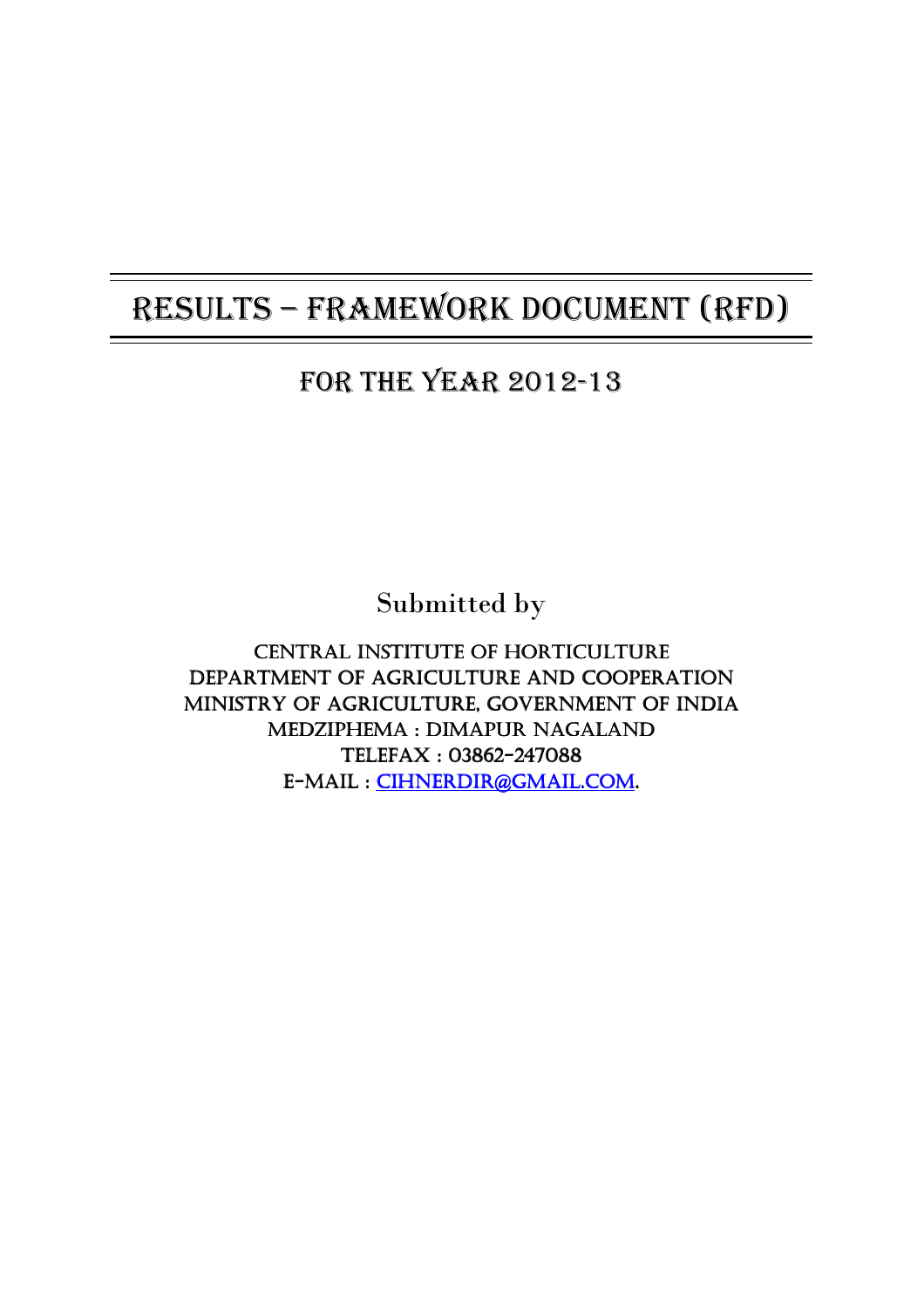# RESULTS – FRAMEWORK DOCUMENT (RFD)

## FOR THE YEAR 2012-13

Submitted by

CENTRAL INSTITUTE OF HORTICULTURE
DEPARTMENT OF AGRICULTURE AND COOPERATION
MINISTRY OF AGRICULTURE, GOVERNMENT OF INDIA
MEDZIPHEMA : DIMAPUR NAGALAND
TELEFAX : 03862-247088
E-MAIL : CIHNERDIR@GMAIL.COM.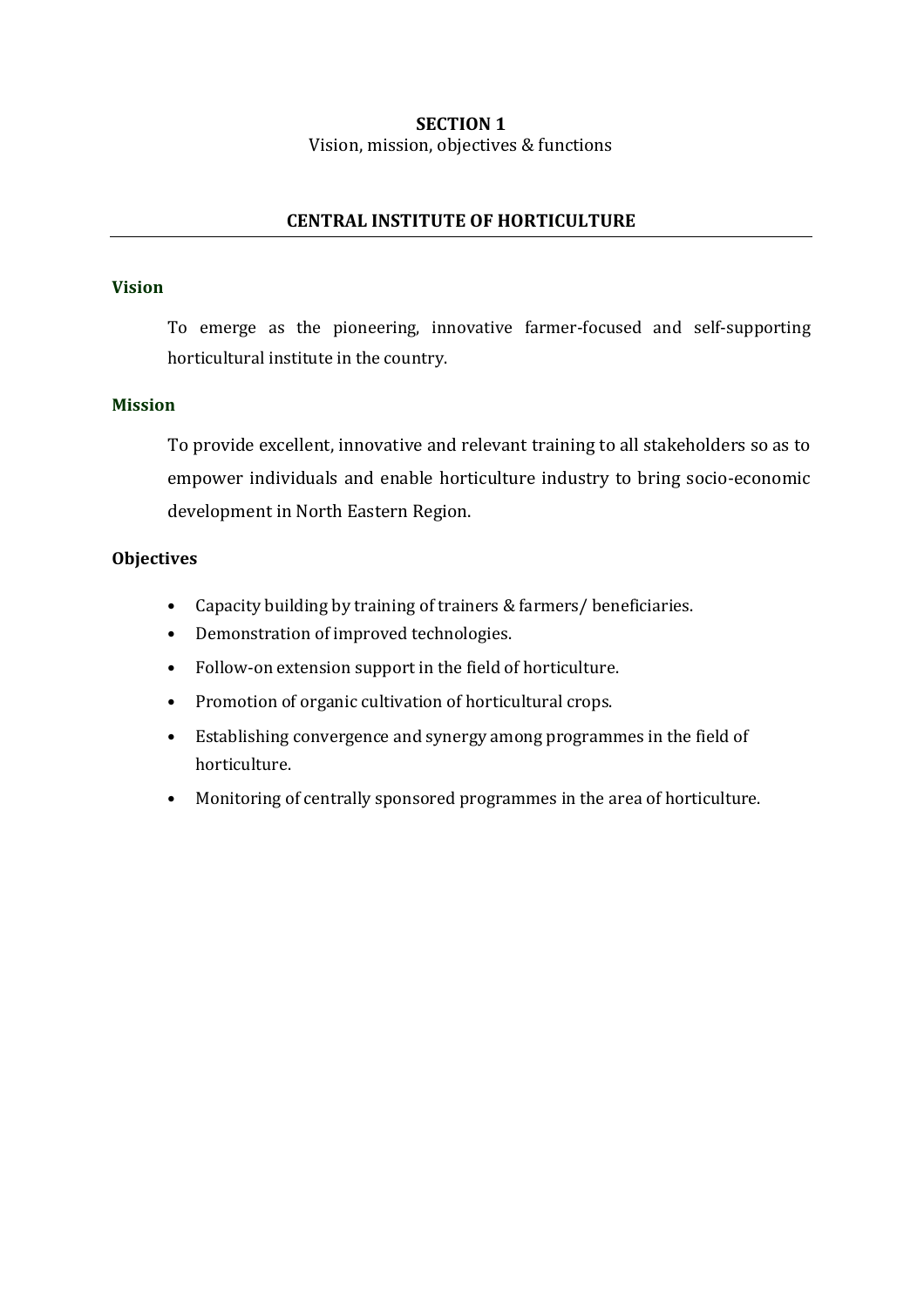# SECTION 1

Vision, mission, objectives & functions

## CENTRAL INSTITUTE OF HORTICULTURE

### Vision

To emerge as the pioneering, innovative farmer-focused and self-supporting horticultural institute in the country.

### Mission

To provide excellent, innovative and relevant training to all stakeholders so as to empower individuals and enable horticulture industry to bring socio-economic development in North Eastern Region.

### Objectives

- Capacity building by training of trainers & farmers/ beneficiaries.
- Demonstration of improved technologies.
- Follow-on extension support in the field of horticulture.
- Promotion of organic cultivation of horticultural crops.
- Establishing convergence and synergy among programmes in the field of horticulture.
- Monitoring of centrally sponsored programmes in the area of horticulture.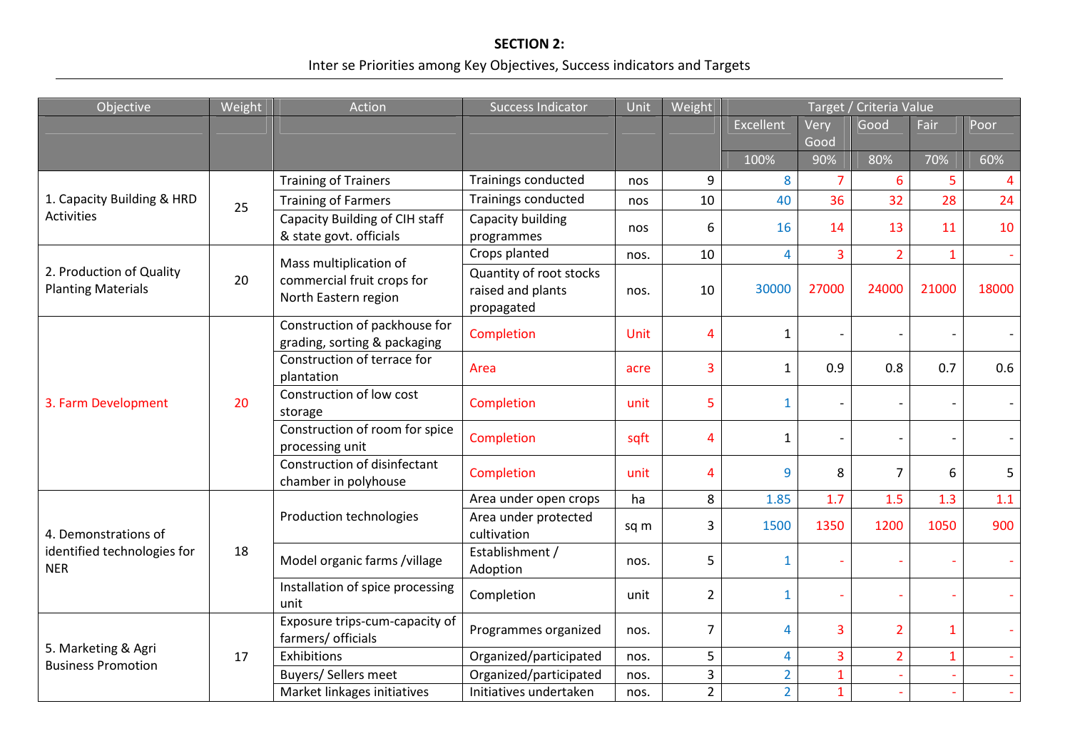**SECTION 2:**

Inter se Priorities among Key Objectives, Success indicators and Targets

| Objective | Weight | Action | Success Indicator | Unit | Weight | Target / Criteria Value | | | | |
|---|---|---|---|---|---|---|---|---|---|---|
| | | | | | | Excellent | Very Good | Good | Fair | Poor |
| | | | | | | 100% | 90% | 80% | 70% | 60% |
| 1. Capacity Building & HRD Activities | 25 | Training of Trainers | Trainings conducted | nos | 9 | 8 | 7 | 6 | 5 | 4 |
| | | Training of Farmers | Trainings conducted | nos | 10 | 40 | 36 | 32 | 28 | 24 |
| | | Capacity Building of CIH staff & state govt. officials | Capacity building programmes | nos | 6 | 16 | 14 | 13 | 11 | 10 |
| 2. Production of Quality Planting Materials | 20 | Mass multiplication of commercial fruit crops for North Eastern region | Crops planted | nos. | 10 | 4 | 3 | 2 | 1 | - |
| | | | Quantity of root stocks raised and plants propagated | nos. | 10 | 30000 | 27000 | 24000 | 21000 | 18000 |
| 3. Farm Development | 20 | Construction of packhouse for grading, sorting & packaging | Completion | Unit | 4 | 1 | - | - | - | - |
| | | Construction of terrace for plantation | Area | acre | 3 | 1 | 0.9 | 0.8 | 0.7 | 0.6 |
| | | Construction of low cost storage | Completion | unit | 5 | 1 | - | - | - | - |
| | | Construction of room for spice processing unit | Completion | sqft | 4 | 1 | - | - | - | - |
| | | Construction of disinfectant chamber in polyhouse | Completion | unit | 4 | 9 | 8 | 7 | 6 | 5 |
| 4. Demonstrations of identified technologies for NER | 18 | Production technologies | Area under open crops | ha | 8 | 1.85 | 1.7 | 1.5 | 1.3 | 1.1 |
| | | | Area under protected cultivation | sq m | 3 | 1500 | 1350 | 1200 | 1050 | 900 |
| | | Model organic farms /village | Establishment / Adoption | nos. | 5 | 1 | - | - | - | - |
| | | Installation of spice processing unit | Completion | unit | 2 | 1 | - | - | - | - |
| 5. Marketing & Agri Business Promotion | 17 | Exposure trips-cum-capacity of farmers/ officials | Programmes organized | nos. | 7 | 4 | 3 | 2 | 1 | - |
| | | Exhibitions | Organized/participated | nos. | 5 | 4 | 3 | 2 | 1 | - |
| | | Buyers/ Sellers meet | Organized/participated | nos. | 3 | 2 | 1 | - | - | - |
| | | Market linkages initiatives | Initiatives undertaken | nos. | 2 | 2 | 1 | - | - | - |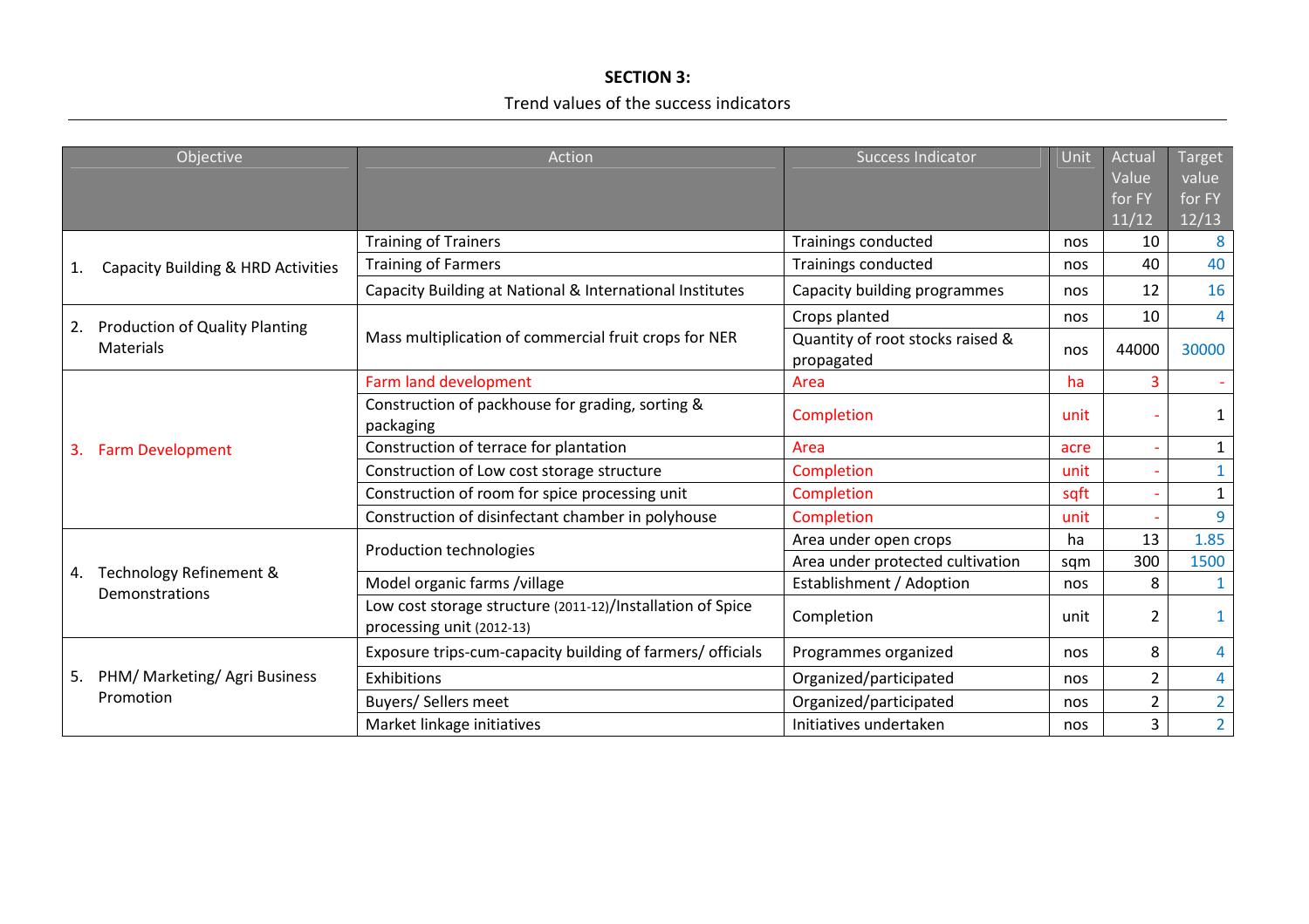**SECTION 3:**

Trend values of the success indicators

| Objective | Action | Success Indicator | Unit | Actual Value for FY 11/12 | Target value for FY 12/13 |
|---|---|---|---|---|---|
| 1. Capacity Building & HRD Activities | Training of Trainers | Trainings conducted | nos | 10 | 8 |
| | Training of Farmers | Trainings conducted | nos | 40 | 40 |
| | Capacity Building at National & International Institutes | Capacity building programmes | nos | 12 | 16 |
| 2. Production of Quality Planting Materials | Mass multiplication of commercial fruit crops for NER | Crops planted | nos | 10 | 4 |
| | | Quantity of root stocks raised & propagated | nos | 44000 | 30000 |
| 3. Farm Development | Farm land development | Area | ha | 3 | - |
| | Construction of packhouse for grading, sorting & packaging | Completion | unit | - | 1 |
| | Construction of terrace for plantation | Area | acre | - | 1 |
| | Construction of Low cost storage structure | Completion | unit | - | 1 |
| | Construction of room for spice processing unit | Completion | sqft | - | 1 |
| | Construction of disinfectant chamber in polyhouse | Completion | unit | - | 9 |
| 4. Technology Refinement & Demonstrations | Production technologies | Area under open crops | ha | 13 | 1.85 |
| | | Area under protected cultivation | sqm | 300 | 1500 |
| | Model organic farms /village | Establishment / Adoption | nos | 8 | 1 |
| | Low cost storage structure (2011-12)/Installation of Spice processing unit (2012-13) | Completion | unit | 2 | 1 |
| 5. PHM/ Marketing/ Agri Business Promotion | Exposure trips-cum-capacity building of farmers/ officials | Programmes organized | nos | 8 | 4 |
| | Exhibitions | Organized/participated | nos | 2 | 4 |
| | Buyers/ Sellers meet | Organized/participated | nos | 2 | 2 |
| | Market linkage initiatives | Initiatives undertaken | nos | 3 | 2 |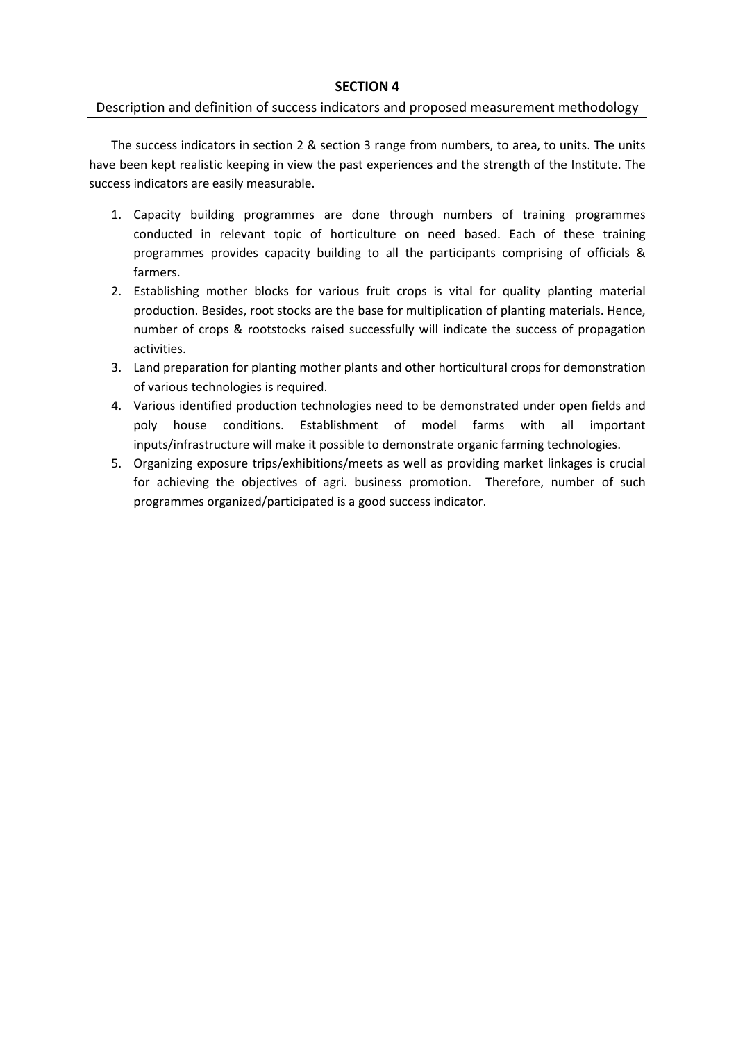## SECTION 4

### Description and definition of success indicators and proposed measurement methodology

The success indicators in section 2 & section 3 range from numbers, to area, to units. The units have been kept realistic keeping in view the past experiences and the strength of the Institute. The success indicators are easily measurable.

1. Capacity building programmes are done through numbers of training programmes conducted in relevant topic of horticulture on need based. Each of these training programmes provides capacity building to all the participants comprising of officials & farmers.
2. Establishing mother blocks for various fruit crops is vital for quality planting material production. Besides, root stocks are the base for multiplication of planting materials. Hence, number of crops & rootstocks raised successfully will indicate the success of propagation activities.
3. Land preparation for planting mother plants and other horticultural crops for demonstration of various technologies is required.
4. Various identified production technologies need to be demonstrated under open fields and poly house conditions. Establishment of model farms with all important inputs/infrastructure will make it possible to demonstrate organic farming technologies.
5. Organizing exposure trips/exhibitions/meets as well as providing market linkages is crucial for achieving the objectives of agri. business promotion. Therefore, number of such programmes organized/participated is a good success indicator.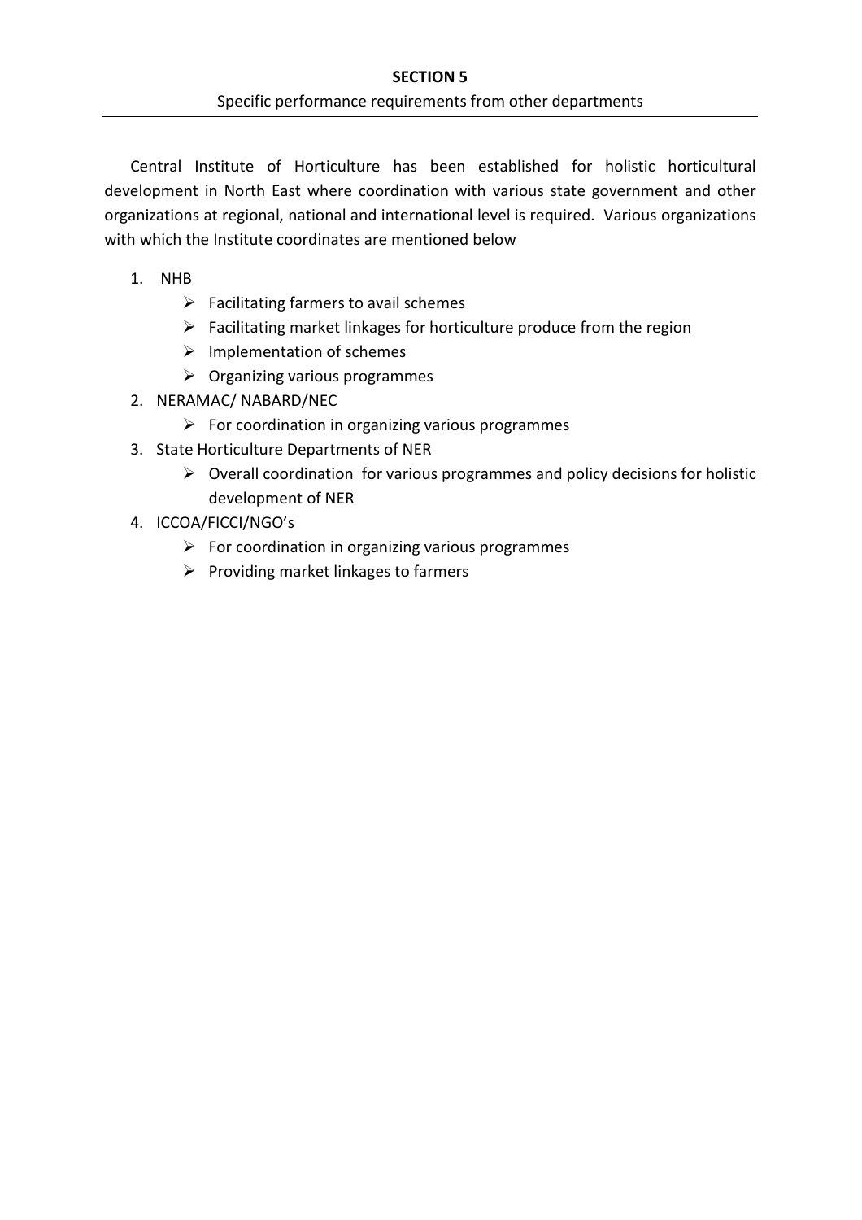# SECTION 5

Specific performance requirements from other departments

Central Institute of Horticulture has been established for holistic horticultural development in North East where coordination with various state government and other organizations at regional, national and international level is required. Various organizations with which the Institute coordinates are mentioned below

1. NHB
   - Facilitating farmers to avail schemes
   - Facilitating market linkages for horticulture produce from the region
   - Implementation of schemes
   - Organizing various programmes
2. NERAMAC/ NABARD/NEC
   - For coordination in organizing various programmes
3. State Horticulture Departments of NER
   - Overall coordination for various programmes and policy decisions for holistic development of NER
4. ICCOA/FICCI/NGO's
   - For coordination in organizing various programmes
   - Providing market linkages to farmers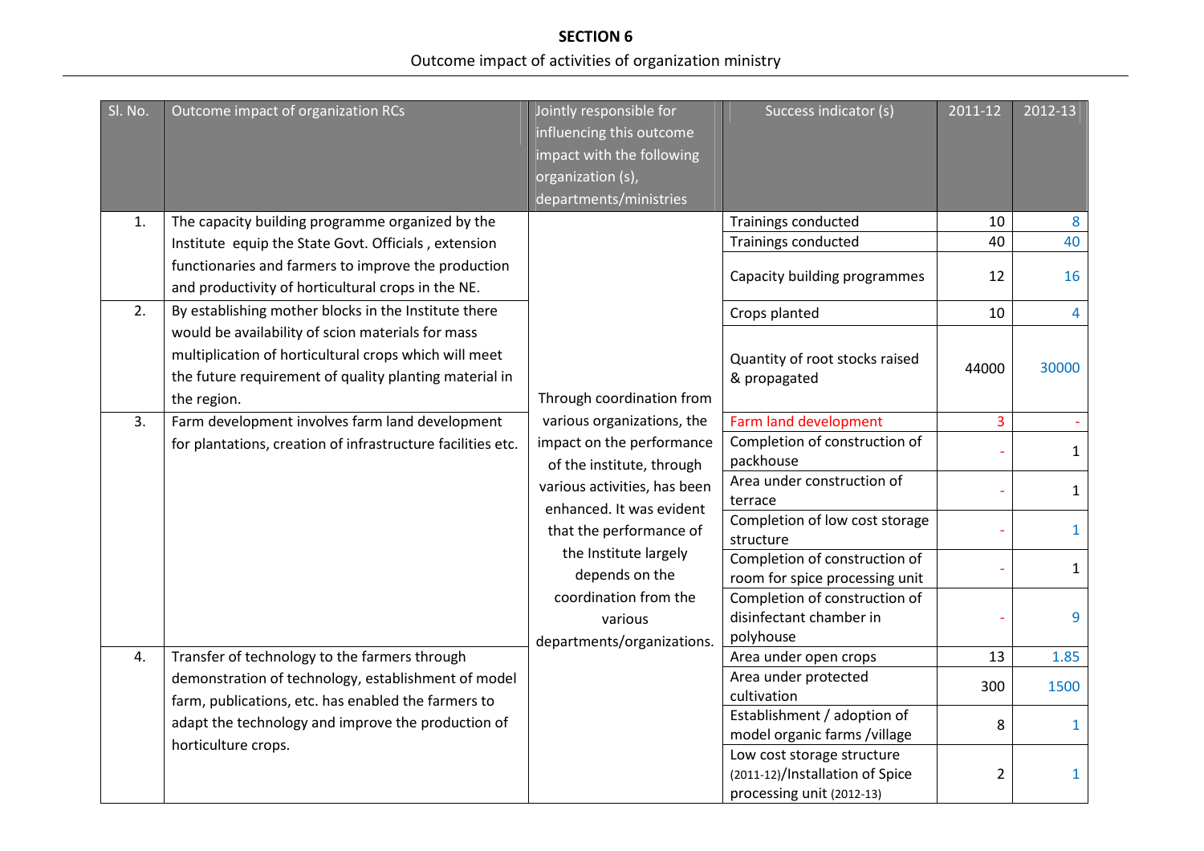## SECTION 6

Outcome impact of activities of organization ministry

| Sl. No. | Outcome impact of organization RCs | Jointly responsible for influencing this outcome impact with the following organization (s), departments/ministries | Success indicator (s) | 2011-12 | 2012-13 |
|---|---|---|---|---|---|
| 1. | The capacity building programme organized by the Institute equip the State Govt. Officials , extension functionaries and farmers to improve the production and productivity of horticultural crops in the NE. | Through coordination from various organizations, the impact on the performance of the institute, through various activities, has been enhanced. It was evident that the performance of the Institute largely depends on the coordination from the various departments/organizations. | Trainings conducted | 10 | 8 |
| | | | Trainings conducted | 40 | 40 |
| | | | Capacity building programmes | 12 | 16 |
| 2. | By establishing mother blocks in the Institute there would be availability of scion materials for mass multiplication of horticultural crops which will meet the future requirement of quality planting material in the region. | | Crops planted | 10 | 4 |
| | | | Quantity of root stocks raised & propagated | 44000 | 30000 |
| 3. | Farm development involves farm land development for plantations, creation of infrastructure facilities etc. | | Farm land development | 3 | - |
| | | | Completion of construction of packhouse | - | 1 |
| | | | Area under construction of terrace | - | 1 |
| | | | Completion of low cost storage structure | - | 1 |
| | | | Completion of construction of room for spice processing unit | - | 1 |
| | | | Completion of construction of disinfectant chamber in polyhouse | - | 9 |
| 4. | Transfer of technology to the farmers through demonstration of technology, establishment of model farm, publications, etc. has enabled the farmers to adapt the technology and improve the production of horticulture crops. | | Area under open crops | 13 | 1.85 |
| | | | Area under protected cultivation | 300 | 1500 |
| | | | Establishment / adoption of model organic farms /village | 8 | 1 |
| | | | Low cost storage structure (2011-12)/Installation of Spice processing unit (2012-13) | 2 | 1 |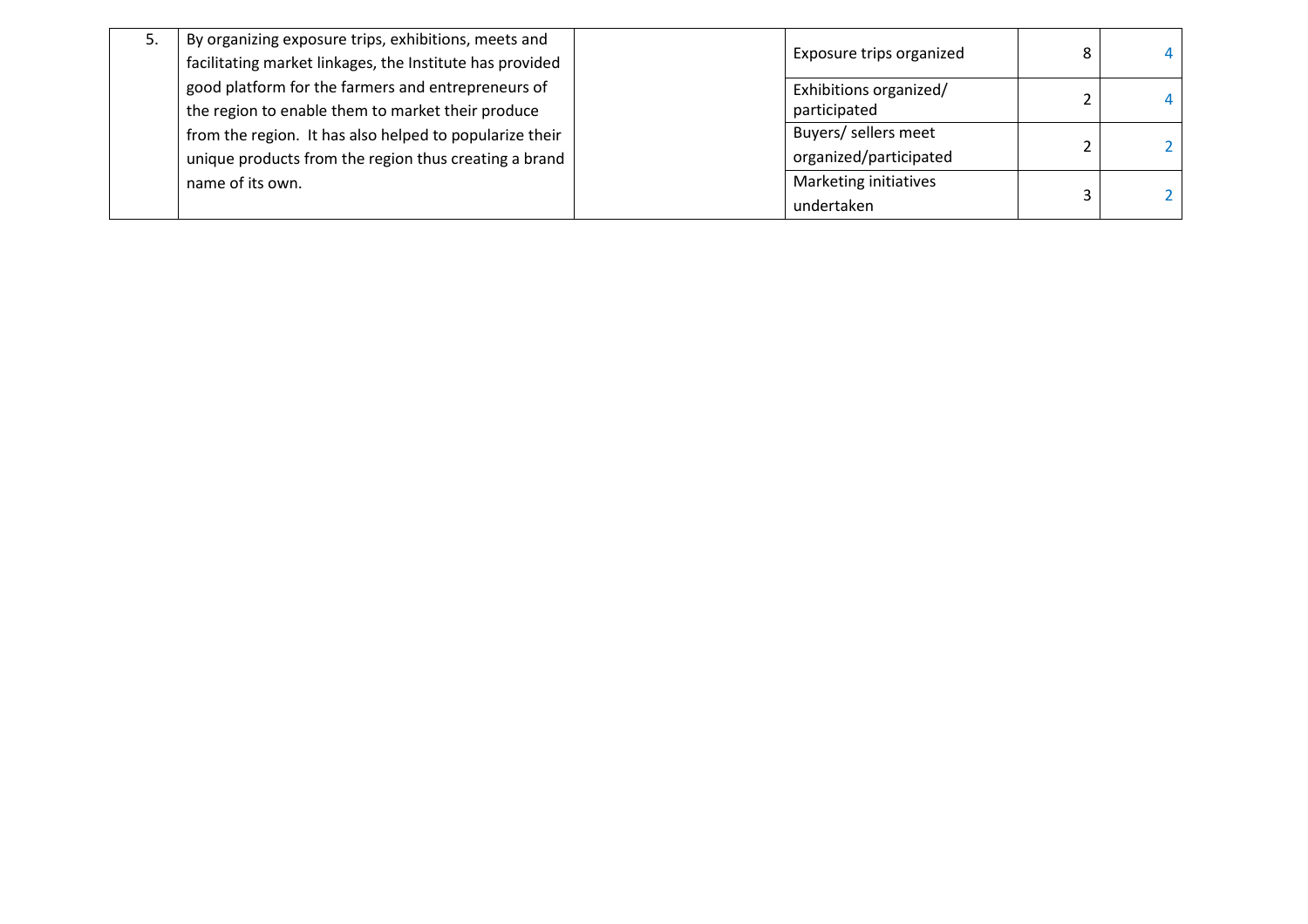| | | | | | |
|---|---|---|---|---|---|
| 5. | By organizing exposure trips, exhibitions, meets and facilitating market linkages, the Institute has provided good platform for the farmers and entrepreneurs of the region to enable them to market their produce from the region. It has also helped to popularize their unique products from the region thus creating a brand name of its own. | | Exposure trips organized | 8 | 4 |
| | | | Exhibitions organized/ participated | 2 | 4 |
| | | | Buyers/ sellers meet organized/participated | 2 | 2 |
| | | | Marketing initiatives undertaken | 3 | 2 |